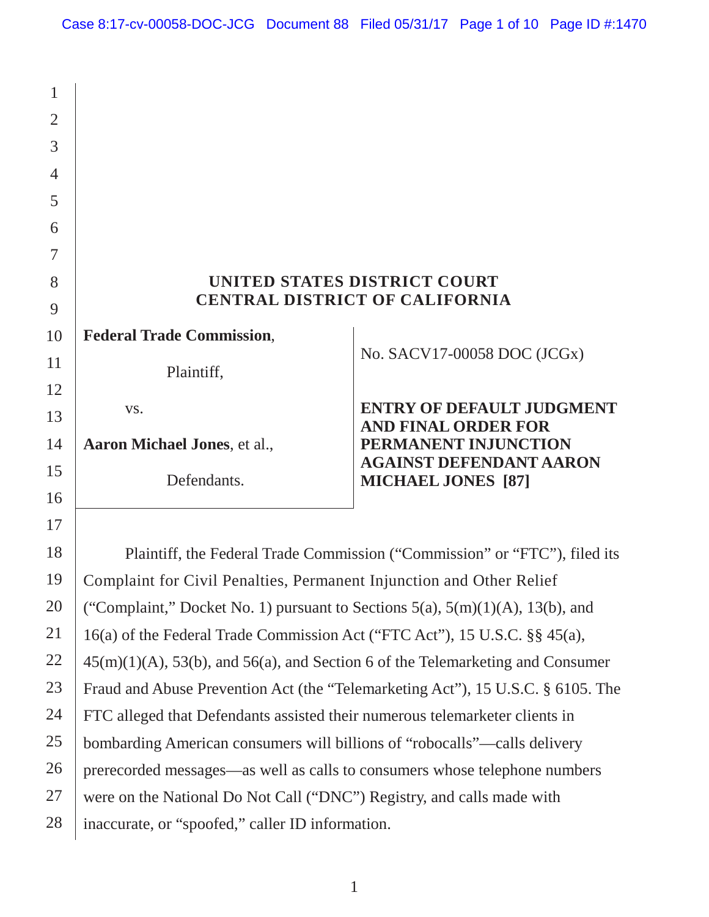**UNITED STATES DISTRICT COURT**
**CENTRAL DISTRICT OF CALIFORNIA**

**Federal Trade Commission**,

Plaintiff,

vs.

**Aaron Michael Jones**, et al.,

Defendants.

No. SACV17-00058 DOC (JCGx)

**ENTRY OF DEFAULT JUDGMENT AND FINAL ORDER FOR PERMANENT INJUNCTION AGAINST DEFENDANT AARON MICHAEL JONES [87]**

Plaintiff, the Federal Trade Commission ("Commission" or "FTC"), filed its Complaint for Civil Penalties, Permanent Injunction and Other Relief ("Complaint," Docket No. 1) pursuant to Sections 5(a), 5(m)(1)(A), 13(b), and 16(a) of the Federal Trade Commission Act ("FTC Act"), 15 U.S.C. §§ 45(a), 45(m)(1)(A), 53(b), and 56(a), and Section 6 of the Telemarketing and Consumer Fraud and Abuse Prevention Act (the "Telemarketing Act"), 15 U.S.C. § 6105. The FTC alleged that Defendants assisted their numerous telemarketer clients in bombarding American consumers will billions of "robocalls"—calls delivery prerecorded messages—as well as calls to consumers whose telephone numbers were on the National Do Not Call ("DNC") Registry, and calls made with inaccurate, or "spoofed," caller ID information.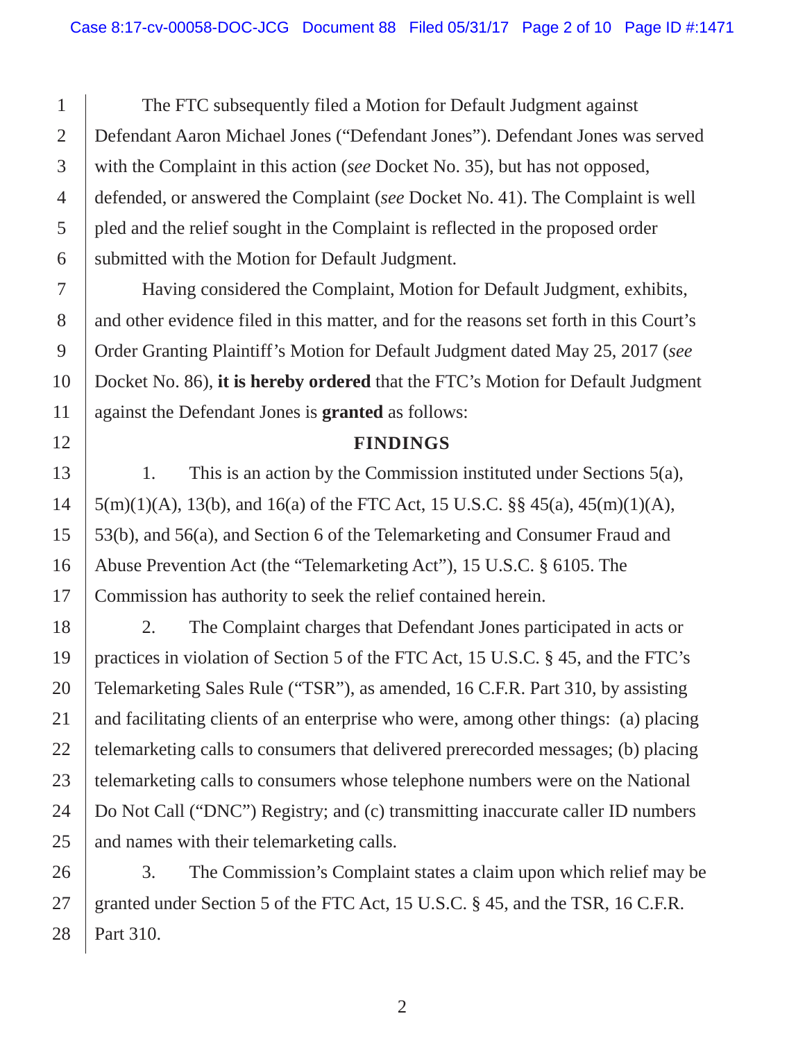The FTC subsequently filed a Motion for Default Judgment against Defendant Aaron Michael Jones ("Defendant Jones"). Defendant Jones was served with the Complaint in this action (*see* Docket No. 35), but has not opposed, defended, or answered the Complaint (*see* Docket No. 41). The Complaint is well pled and the relief sought in the Complaint is reflected in the proposed order submitted with the Motion for Default Judgment.

Having considered the Complaint, Motion for Default Judgment, exhibits, and other evidence filed in this matter, and for the reasons set forth in this Court's Order Granting Plaintiff's Motion for Default Judgment dated May 25, 2017 (*see* Docket No. 86), **it is hereby ordered** that the FTC's Motion for Default Judgment against the Defendant Jones is **granted** as follows:

## FINDINGS

1. This is an action by the Commission instituted under Sections 5(a), 5(m)(1)(A), 13(b), and 16(a) of the FTC Act, 15 U.S.C. §§ 45(a), 45(m)(1)(A), 53(b), and 56(a), and Section 6 of the Telemarketing and Consumer Fraud and Abuse Prevention Act (the "Telemarketing Act"), 15 U.S.C. § 6105. The Commission has authority to seek the relief contained herein.

2. The Complaint charges that Defendant Jones participated in acts or practices in violation of Section 5 of the FTC Act, 15 U.S.C. § 45, and the FTC's Telemarketing Sales Rule ("TSR"), as amended, 16 C.F.R. Part 310, by assisting and facilitating clients of an enterprise who were, among other things: (a) placing telemarketing calls to consumers that delivered prerecorded messages; (b) placing telemarketing calls to consumers whose telephone numbers were on the National Do Not Call ("DNC") Registry; and (c) transmitting inaccurate caller ID numbers and names with their telemarketing calls.

3. The Commission's Complaint states a claim upon which relief may be granted under Section 5 of the FTC Act, 15 U.S.C. § 45, and the TSR, 16 C.F.R. Part 310.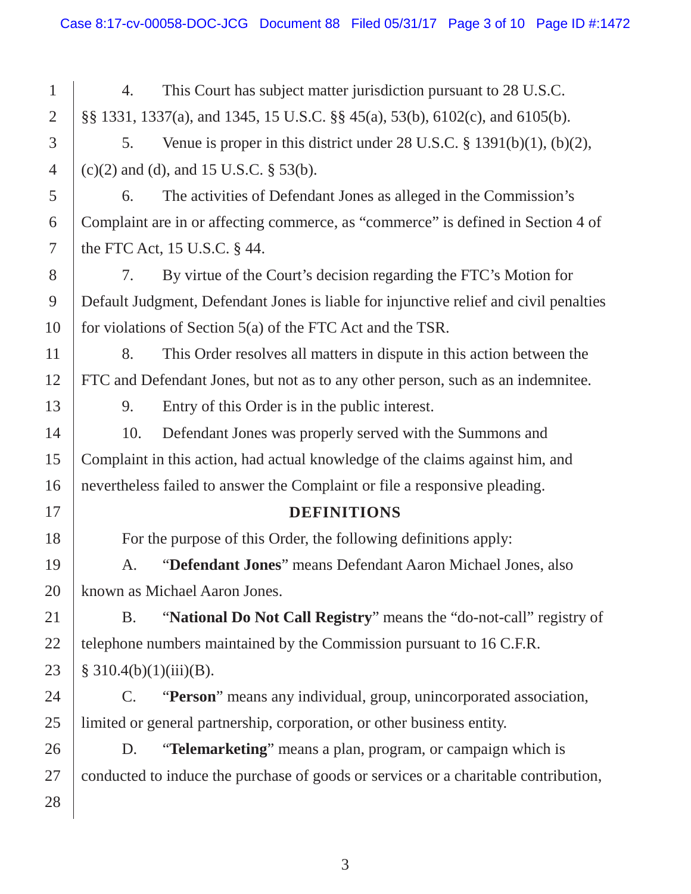4. This Court has subject matter jurisdiction pursuant to 28 U.S.C. §§ 1331, 1337(a), and 1345, 15 U.S.C. §§ 45(a), 53(b), 6102(c), and 6105(b).

5. Venue is proper in this district under 28 U.S.C. § 1391(b)(1), (b)(2), (c)(2) and (d), and 15 U.S.C. § 53(b).

6. The activities of Defendant Jones as alleged in the Commission's Complaint are in or affecting commerce, as "commerce" is defined in Section 4 of the FTC Act, 15 U.S.C. § 44.

7. By virtue of the Court's decision regarding the FTC's Motion for Default Judgment, Defendant Jones is liable for injunctive relief and civil penalties for violations of Section 5(a) of the FTC Act and the TSR.

8. This Order resolves all matters in dispute in this action between the FTC and Defendant Jones, but not as to any other person, such as an indemnitee.

9. Entry of this Order is in the public interest.

10. Defendant Jones was properly served with the Summons and Complaint in this action, had actual knowledge of the claims against him, and nevertheless failed to answer the Complaint or file a responsive pleading.

## DEFINITIONS

For the purpose of this Order, the following definitions apply:

A. "**Defendant Jones**" means Defendant Aaron Michael Jones, also known as Michael Aaron Jones.

B. "**National Do Not Call Registry**" means the "do-not-call" registry of telephone numbers maintained by the Commission pursuant to 16 C.F.R. § 310.4(b)(1)(iii)(B).

C. "**Person**" means any individual, group, unincorporated association, limited or general partnership, corporation, or other business entity.

D. "**Telemarketing**" means a plan, program, or campaign which is conducted to induce the purchase of goods or services or a charitable contribution,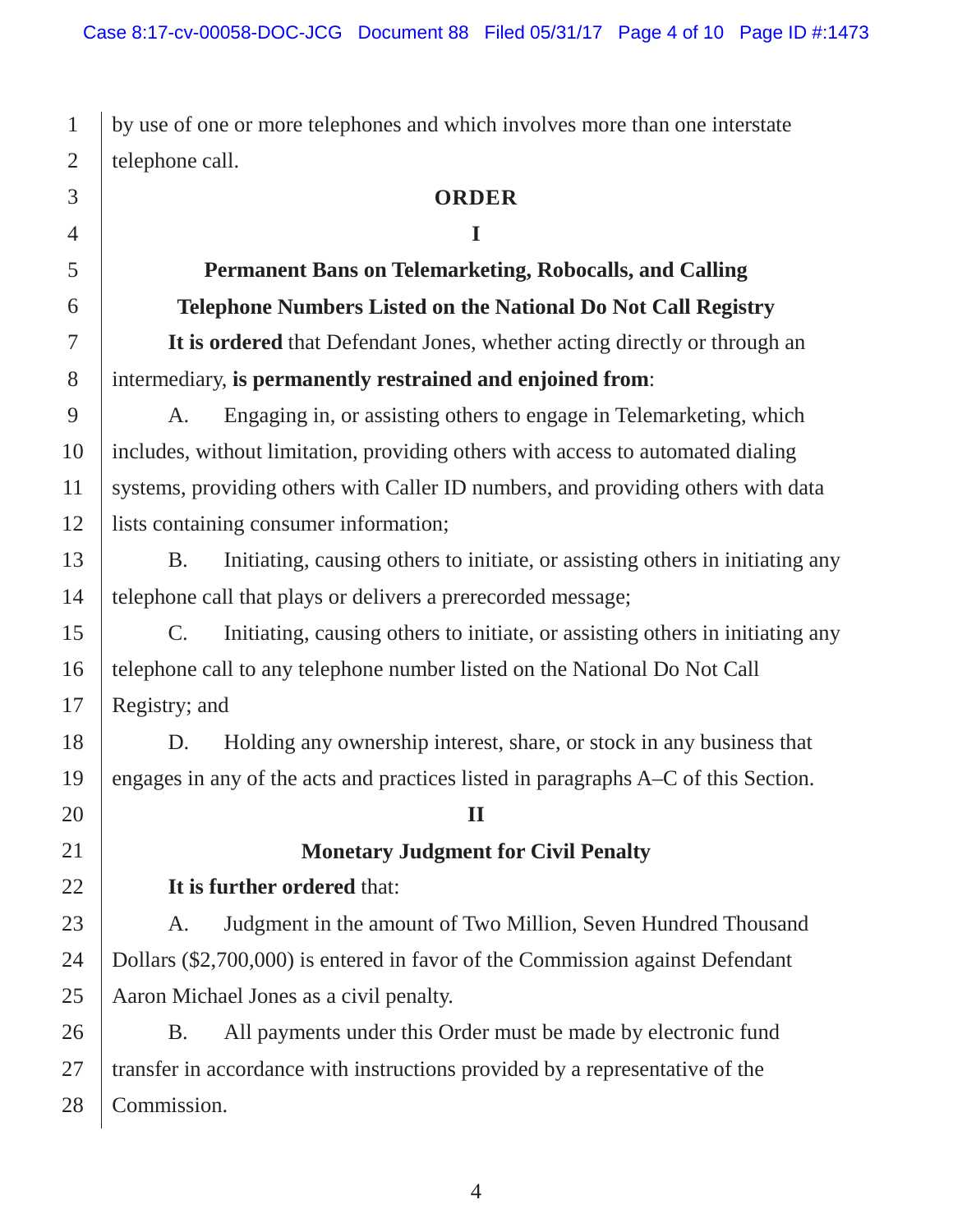by use of one or more telephones and which involves more than one interstate telephone call.

## ORDER

### I

### Permanent Bans on Telemarketing, Robocalls, and Calling Telephone Numbers Listed on the National Do Not Call Registry

**It is ordered** that Defendant Jones, whether acting directly or through an intermediary, **is permanently restrained and enjoined from**:

A. Engaging in, or assisting others to engage in Telemarketing, which includes, without limitation, providing others with access to automated dialing systems, providing others with Caller ID numbers, and providing others with data lists containing consumer information;

B. Initiating, causing others to initiate, or assisting others in initiating any telephone call that plays or delivers a prerecorded message;

C. Initiating, causing others to initiate, or assisting others in initiating any telephone call to any telephone number listed on the National Do Not Call Registry; and

D. Holding any ownership interest, share, or stock in any business that engages in any of the acts and practices listed in paragraphs A–C of this Section.

### II

### Monetary Judgment for Civil Penalty

**It is further ordered** that:

A. Judgment in the amount of Two Million, Seven Hundred Thousand Dollars ($2,700,000) is entered in favor of the Commission against Defendant Aaron Michael Jones as a civil penalty.

B. All payments under this Order must be made by electronic fund transfer in accordance with instructions provided by a representative of the Commission.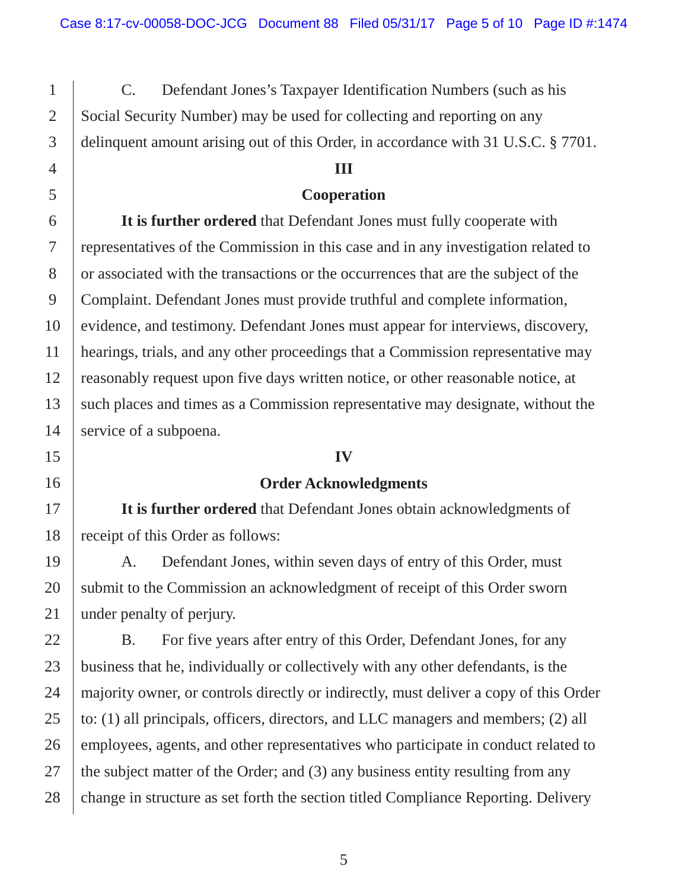C. Defendant Jones's Taxpayer Identification Numbers (such as his Social Security Number) may be used for collecting and reporting on any delinquent amount arising out of this Order, in accordance with 31 U.S.C. § 7701.

## III

## Cooperation

**It is further ordered** that Defendant Jones must fully cooperate with representatives of the Commission in this case and in any investigation related to or associated with the transactions or the occurrences that are the subject of the Complaint. Defendant Jones must provide truthful and complete information, evidence, and testimony. Defendant Jones must appear for interviews, discovery, hearings, trials, and any other proceedings that a Commission representative may reasonably request upon five days written notice, or other reasonable notice, at such places and times as a Commission representative may designate, without the service of a subpoena.

## IV

## Order Acknowledgments

**It is further ordered** that Defendant Jones obtain acknowledgments of receipt of this Order as follows:

A. Defendant Jones, within seven days of entry of this Order, must submit to the Commission an acknowledgment of receipt of this Order sworn under penalty of perjury.

B. For five years after entry of this Order, Defendant Jones, for any business that he, individually or collectively with any other defendants, is the majority owner, or controls directly or indirectly, must deliver a copy of this Order to: (1) all principals, officers, directors, and LLC managers and members; (2) all employees, agents, and other representatives who participate in conduct related to the subject matter of the Order; and (3) any business entity resulting from any change in structure as set forth the section titled Compliance Reporting. Delivery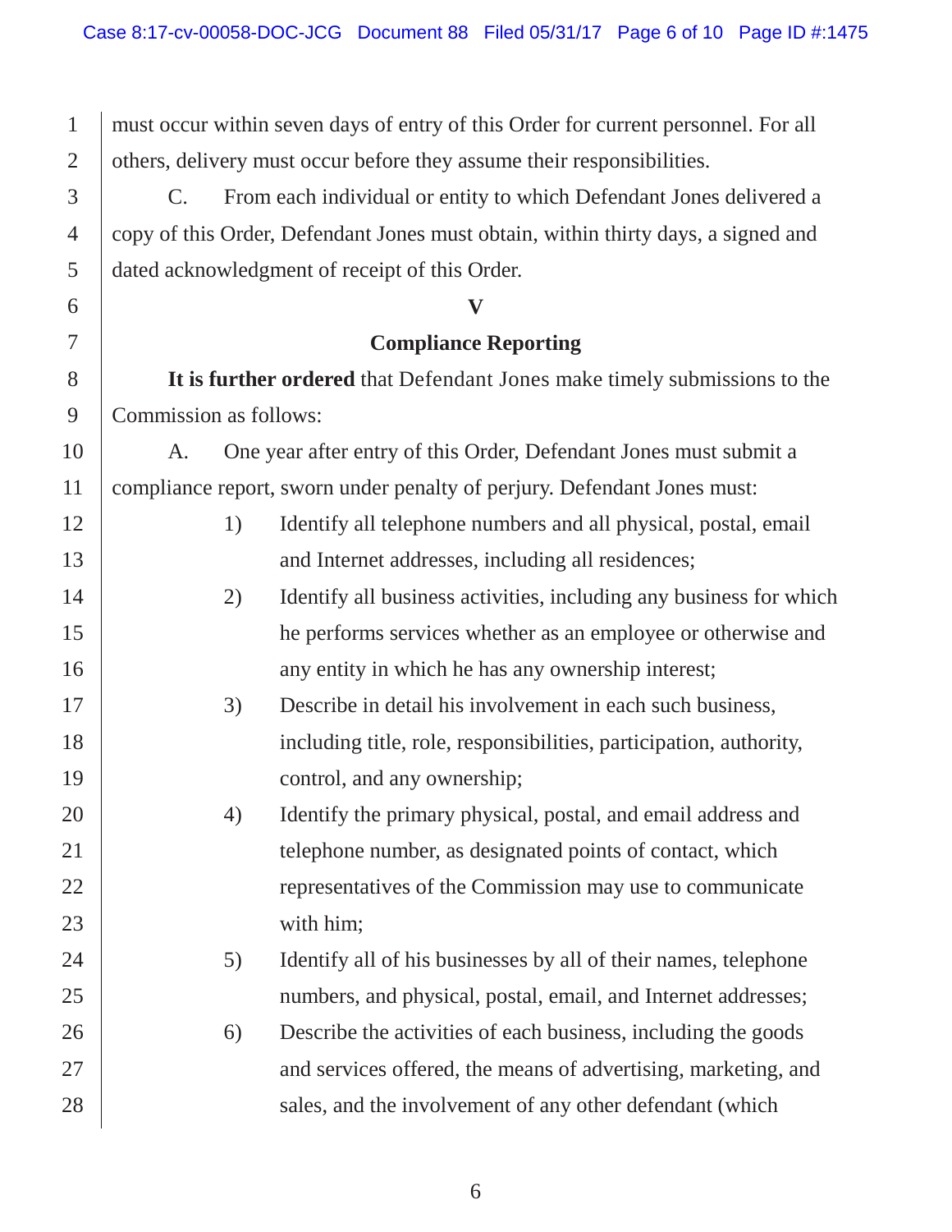must occur within seven days of entry of this Order for current personnel. For all others, delivery must occur before they assume their responsibilities.

C. From each individual or entity to which Defendant Jones delivered a copy of this Order, Defendant Jones must obtain, within thirty days, a signed and dated acknowledgment of receipt of this Order.

## V

## Compliance Reporting

**It is further ordered** that Defendant Jones make timely submissions to the Commission as follows:

A. One year after entry of this Order, Defendant Jones must submit a compliance report, sworn under penalty of perjury. Defendant Jones must:

1) Identify all telephone numbers and all physical, postal, email and Internet addresses, including all residences;

2) Identify all business activities, including any business for which he performs services whether as an employee or otherwise and any entity in which he has any ownership interest;

3) Describe in detail his involvement in each such business, including title, role, responsibilities, participation, authority, control, and any ownership;

4) Identify the primary physical, postal, and email address and telephone number, as designated points of contact, which representatives of the Commission may use to communicate with him;

5) Identify all of his businesses by all of their names, telephone numbers, and physical, postal, email, and Internet addresses;

6) Describe the activities of each business, including the goods and services offered, the means of advertising, marketing, and sales, and the involvement of any other defendant (which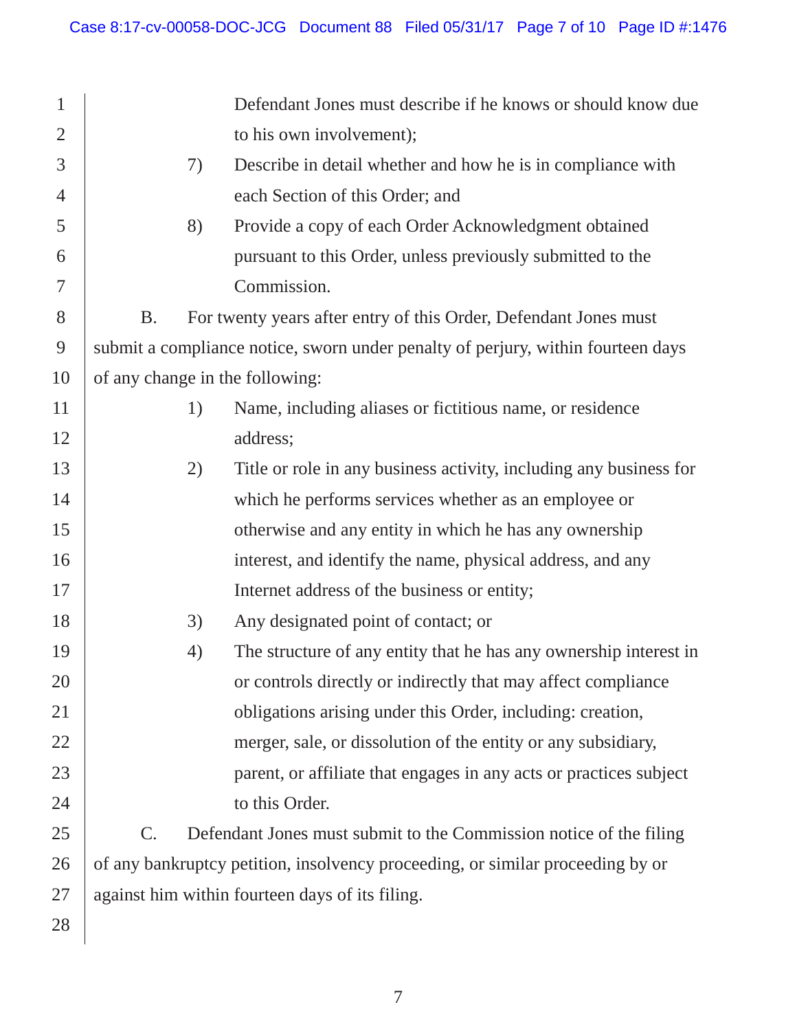Defendant Jones must describe if he knows or should know due to his own involvement);

7) Describe in detail whether and how he is in compliance with each Section of this Order; and

8) Provide a copy of each Order Acknowledgment obtained pursuant to this Order, unless previously submitted to the Commission.

B. For twenty years after entry of this Order, Defendant Jones must submit a compliance notice, sworn under penalty of perjury, within fourteen days of any change in the following:

1) Name, including aliases or fictitious name, or residence address;

2) Title or role in any business activity, including any business for which he performs services whether as an employee or otherwise and any entity in which he has any ownership interest, and identify the name, physical address, and any Internet address of the business or entity;

3) Any designated point of contact; or

4) The structure of any entity that he has any ownership interest in or controls directly or indirectly that may affect compliance obligations arising under this Order, including: creation, merger, sale, or dissolution of the entity or any subsidiary, parent, or affiliate that engages in any acts or practices subject to this Order.

C. Defendant Jones must submit to the Commission notice of the filing of any bankruptcy petition, insolvency proceeding, or similar proceeding by or against him within fourteen days of its filing.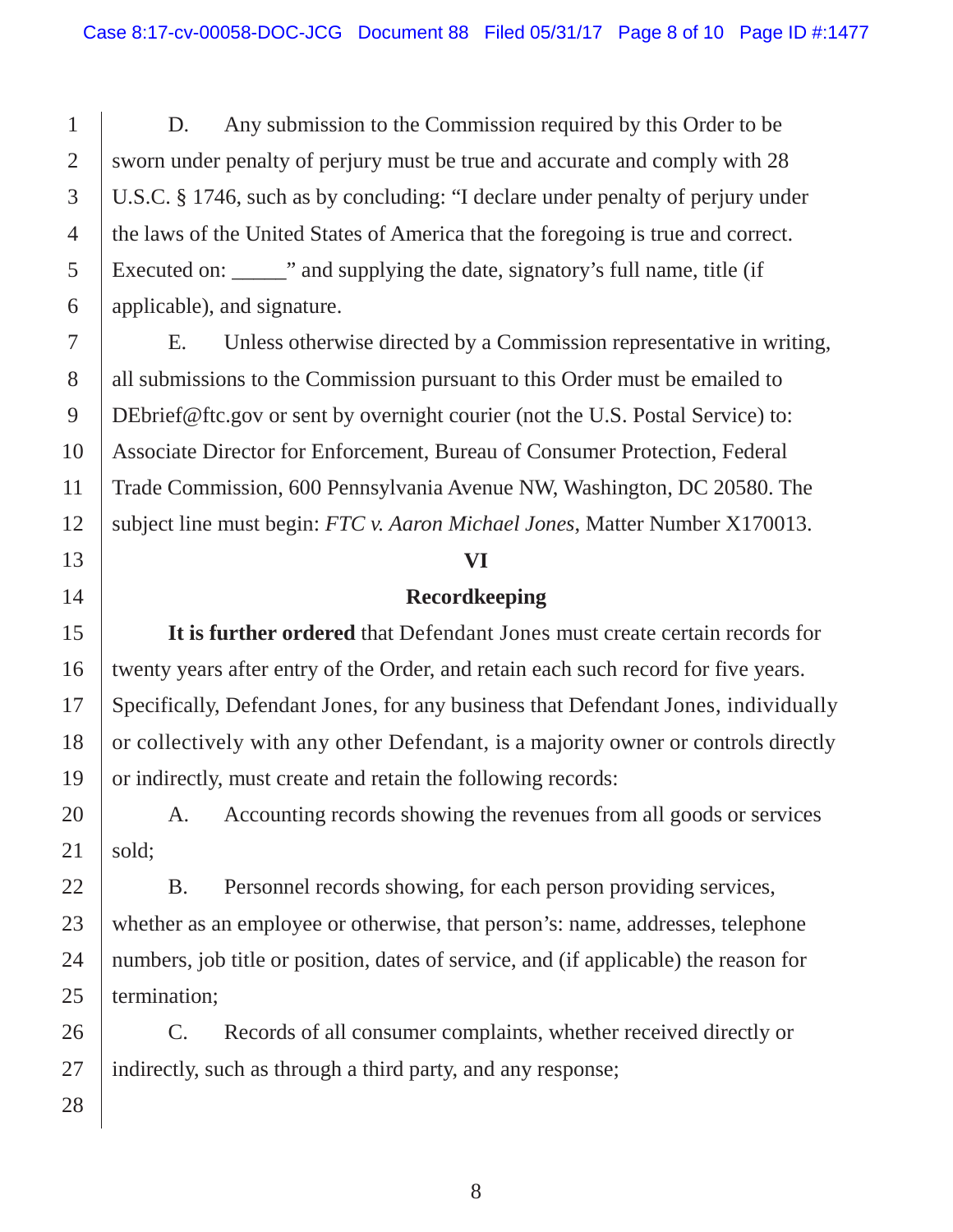D. Any submission to the Commission required by this Order to be sworn under penalty of perjury must be true and accurate and comply with 28 U.S.C. § 1746, such as by concluding: "I declare under penalty of perjury under the laws of the United States of America that the foregoing is true and correct. Executed on: _____" and supplying the date, signatory's full name, title (if applicable), and signature.

E. Unless otherwise directed by a Commission representative in writing, all submissions to the Commission pursuant to this Order must be emailed to DEbrief@ftc.gov or sent by overnight courier (not the U.S. Postal Service) to: Associate Director for Enforcement, Bureau of Consumer Protection, Federal Trade Commission, 600 Pennsylvania Avenue NW, Washington, DC 20580. The subject line must begin: *FTC v. Aaron Michael Jones*, Matter Number X170013.

## VI

## Recordkeeping

**It is further ordered** that Defendant Jones must create certain records for twenty years after entry of the Order, and retain each such record for five years. Specifically, Defendant Jones, for any business that Defendant Jones, individually or collectively with any other Defendant, is a majority owner or controls directly or indirectly, must create and retain the following records:

A. Accounting records showing the revenues from all goods or services sold;

B. Personnel records showing, for each person providing services, whether as an employee or otherwise, that person's: name, addresses, telephone numbers, job title or position, dates of service, and (if applicable) the reason for termination;

C. Records of all consumer complaints, whether received directly or indirectly, such as through a third party, and any response;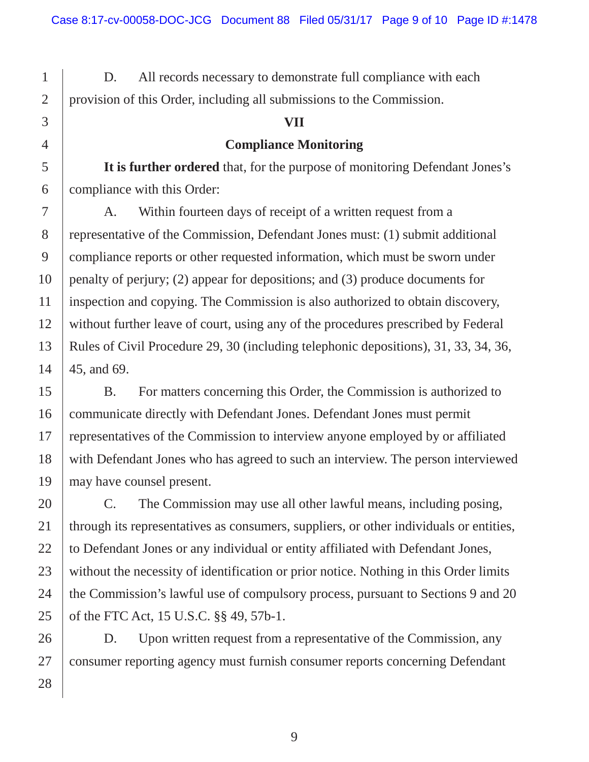D. All records necessary to demonstrate full compliance with each provision of this Order, including all submissions to the Commission.

## VII

## Compliance Monitoring

**It is further ordered** that, for the purpose of monitoring Defendant Jones's compliance with this Order:

A. Within fourteen days of receipt of a written request from a representative of the Commission, Defendant Jones must: (1) submit additional compliance reports or other requested information, which must be sworn under penalty of perjury; (2) appear for depositions; and (3) produce documents for inspection and copying. The Commission is also authorized to obtain discovery, without further leave of court, using any of the procedures prescribed by Federal Rules of Civil Procedure 29, 30 (including telephonic depositions), 31, 33, 34, 36, 45, and 69.

B. For matters concerning this Order, the Commission is authorized to communicate directly with Defendant Jones. Defendant Jones must permit representatives of the Commission to interview anyone employed by or affiliated with Defendant Jones who has agreed to such an interview. The person interviewed may have counsel present.

C. The Commission may use all other lawful means, including posing, through its representatives as consumers, suppliers, or other individuals or entities, to Defendant Jones or any individual or entity affiliated with Defendant Jones, without the necessity of identification or prior notice. Nothing in this Order limits the Commission's lawful use of compulsory process, pursuant to Sections 9 and 20 of the FTC Act, 15 U.S.C. §§ 49, 57b-1.

D. Upon written request from a representative of the Commission, any consumer reporting agency must furnish consumer reports concerning Defendant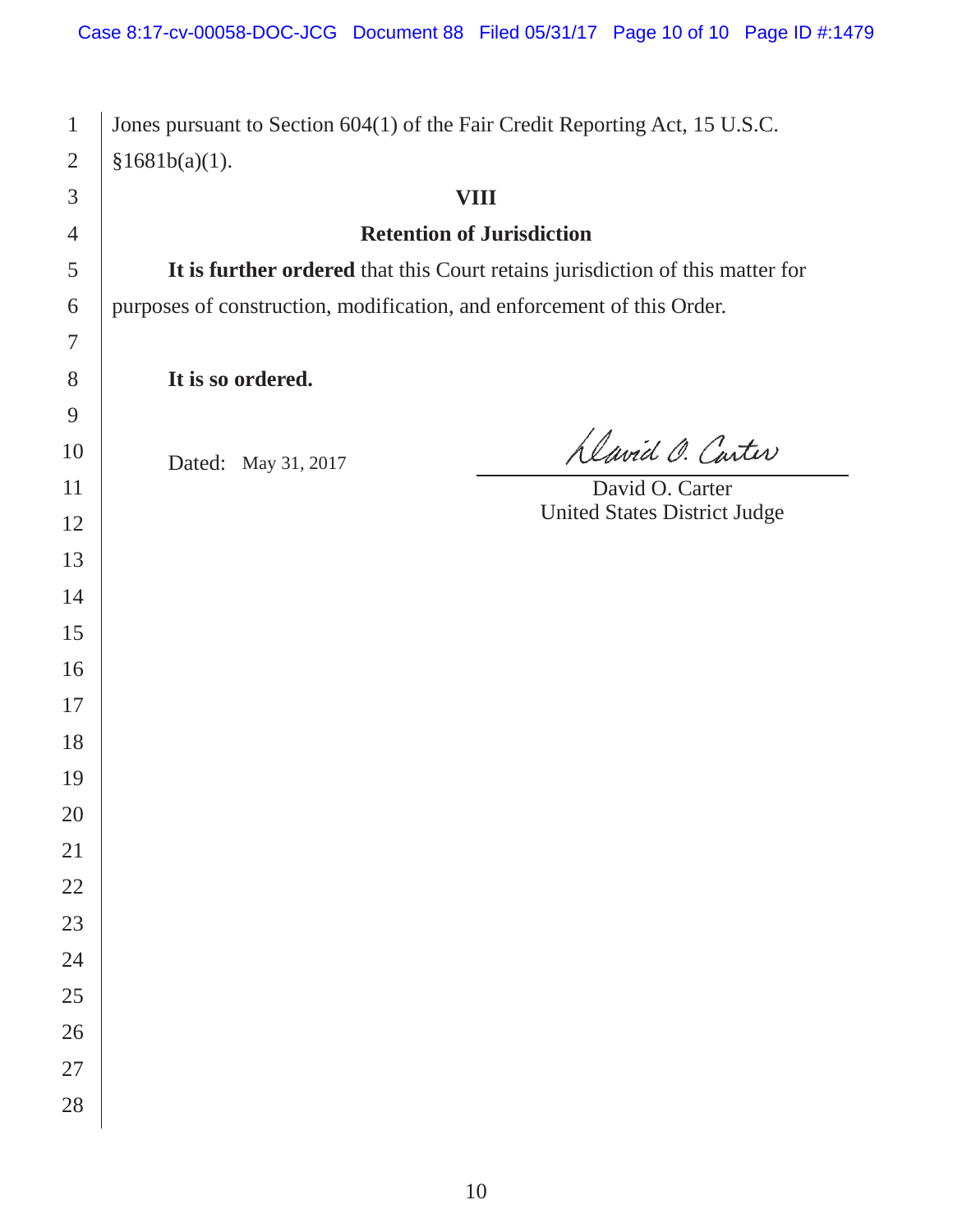Jones pursuant to Section 604(1) of the Fair Credit Reporting Act, 15 U.S.C. §1681b(a)(1).

**VIII**

**Retention of Jurisdiction**

**It is further ordered** that this Court retains jurisdiction of this matter for purposes of construction, modification, and enforcement of this Order.

**It is so ordered.**

Dated: May 31, 2017

David O. Carter

David O. Carter
United States District Judge